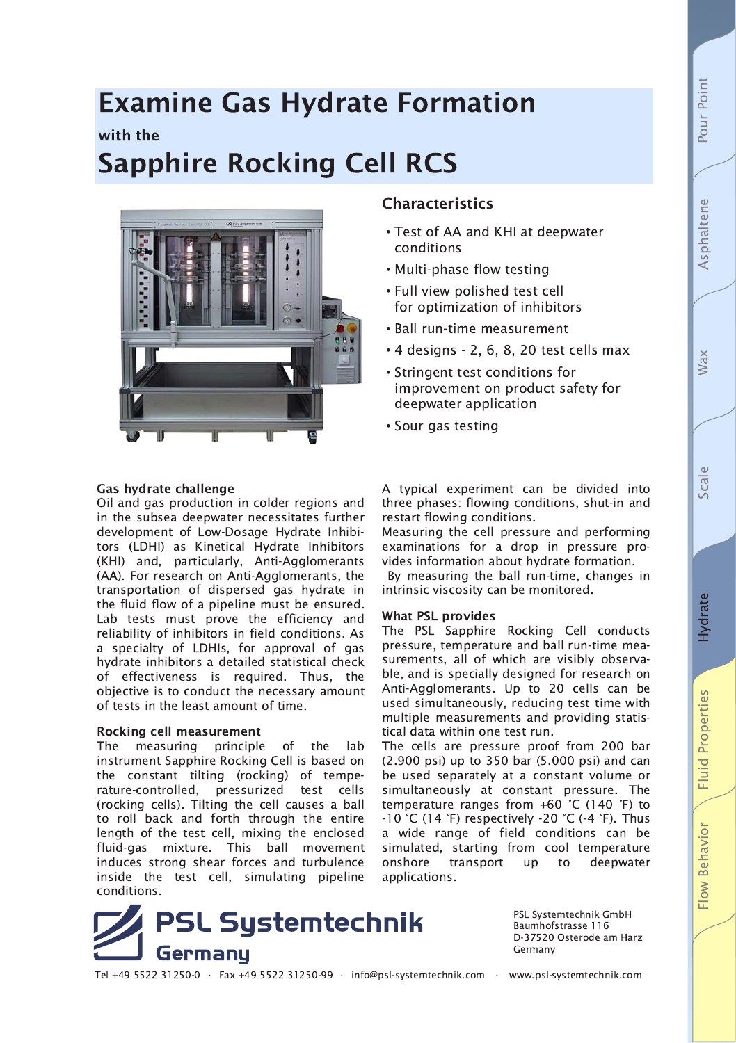# Examine Gas Hydrate Formation

### with the

# Sapphire Rocking Cell RCS

## Characteristics

- Test of AA and KHI at deepwater conditions
- Multi-phase flow testing
- Full view polished test cell for optimization of inhibitors
- Ball run-time measurement
- 4 designs - 2, 6, 8, 20 test cells max
- Stringent test conditions for improvement on product safety for deepwater application
- Sour gas testing

### Gas hydrate challenge

Oil and gas production in colder regions and in the subsea deepwater necessitates further development of Low-Dosage Hydrate Inhibitors (LDHI) as Kinetical Hydrate Inhibitors (KHI) and, particularly, Anti-Agglomerants (AA). For research on Anti-Agglomerants, the transportation of dispersed gas hydrate in the fluid flow of a pipeline must be ensured. Lab tests must prove the efficiency and reliability of inhibitors in field conditions. As a specialty of LDHIs, for approval of gas hydrate inhibitors a detailed statistical check of effectiveness is required. Thus, the objective is to conduct the necessary amount of tests in the least amount of time.

### Rocking cell measurement

The measuring principle of the lab instrument Sapphire Rocking Cell is based on the constant tilting (rocking) of temperature-controlled, pressurized test cells (rocking cells). Tilting the cell causes a ball to roll back and forth through the entire length of the test cell, mixing the enclosed fluid-gas mixture. This ball movement induces strong shear forces and turbulence inside the test cell, simulating pipeline conditions.

A typical experiment can be divided into three phases: flowing conditions, shut-in and restart flowing conditions.
Measuring the cell pressure and performing examinations for a drop in pressure provides information about hydrate formation.
By measuring the ball run-time, changes in intrinsic viscosity can be monitored.

### What PSL provides

The PSL Sapphire Rocking Cell conducts pressure, temperature and ball run-time measurements, all of which are visibly observable, and is specially designed for research on Anti-Agglomerants. Up to 20 cells can be used simultaneously, reducing test time with multiple measurements and providing statistical data within one test run.
The cells are pressure proof from 200 bar (2.900 psi) up to 350 bar (5.000 psi) and can be used separately at a constant volume or simultaneously at constant pressure. The temperature ranges from +60 °C (140 °F) to -10 °C (14 °F) respectively -20 °C (-4 °F). Thus a wide range of field conditions can be simulated, starting from cool temperature onshore transport up to deepwater applications.

**PSL Systemtechnik Germany**

PSL Systemtechnik GmbH
Baumhofstrasse 116
D-37520 Osterode am Harz
Germany

Tel +49 5522 31250-0 · Fax +49 5522 31250-99 · info@psl-systemtechnik.com · www.psl-systemtechnik.com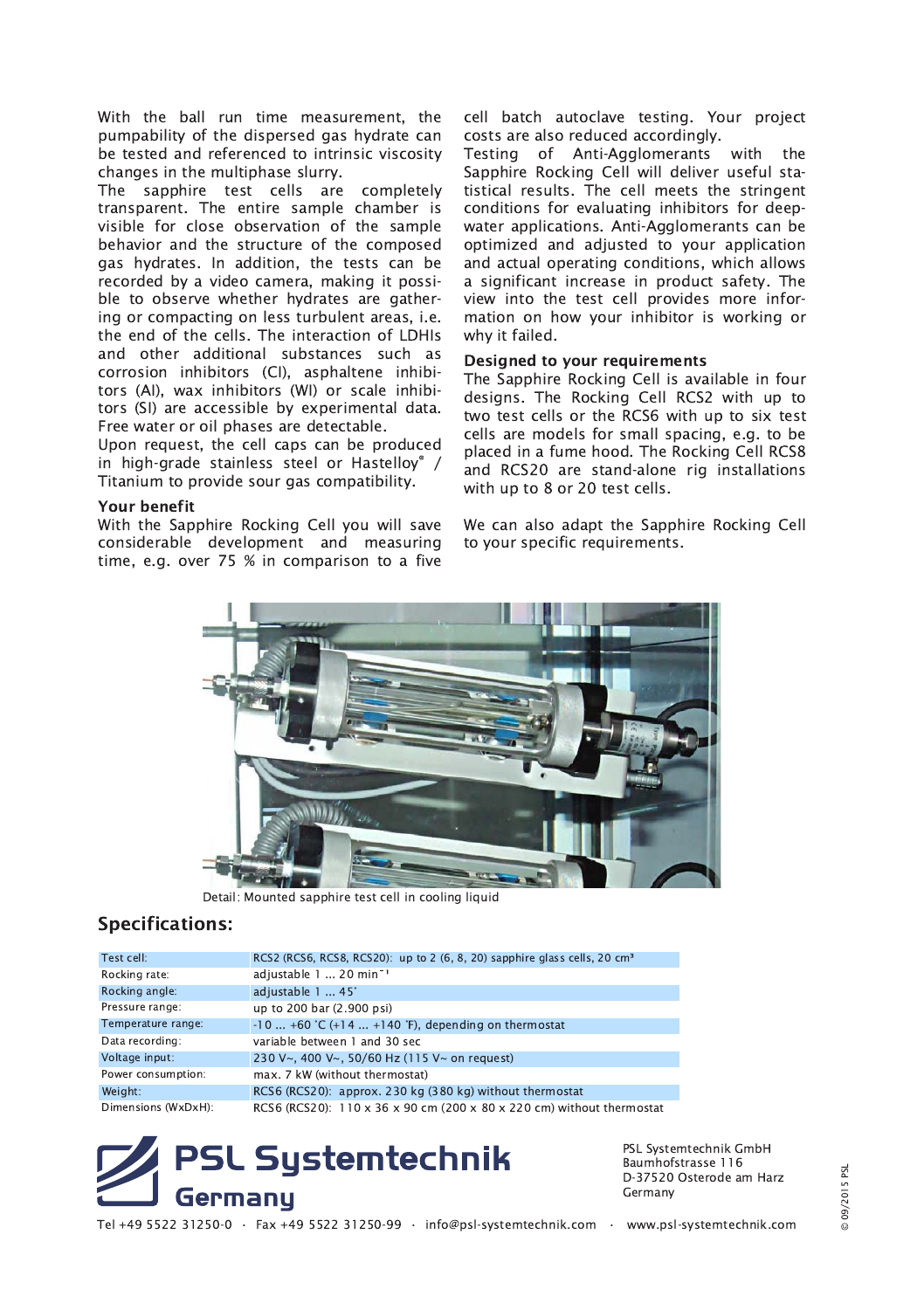With the ball run time measurement, the pumpability of the dispersed gas hydrate can be tested and referenced to intrinsic viscosity changes in the multiphase slurry.

The sapphire test cells are completely transparent. The entire sample chamber is visible for close observation of the sample behavior and the structure of the composed gas hydrates. In addition, the tests can be recorded by a video camera, making it possible to observe whether hydrates are gathering or compacting on less turbulent areas, i.e. the end of the cells. The interaction of LDHIs and other additional substances such as corrosion inhibitors (CI), asphaltene inhibitors (AI), wax inhibitors (WI) or scale inhibitors (SI) are accessible by experimental data. Free water or oil phases are detectable.

Upon request, the cell caps can be produced in high-grade stainless steel or Hastelloy® / Titanium to provide sour gas compatibility.

### Your benefit

With the Sapphire Rocking Cell you will save considerable development and measuring time, e.g. over 75 % in comparison to a five cell batch autoclave testing. Your project costs are also reduced accordingly.

Testing of Anti-Agglomerants with the Sapphire Rocking Cell will deliver useful statistical results. The cell meets the stringent conditions for evaluating inhibitors for deepwater applications. Anti-Agglomerants can be optimized and adjusted to your application and actual operating conditions, which allows a significant increase in product safety. The view into the test cell provides more information on how your inhibitor is working or why it failed.

### Designed to your requirements

The Sapphire Rocking Cell is available in four designs. The Rocking Cell RCS2 with up to two test cells or the RCS6 with up to six test cells are models for small spacing, e.g. to be placed in a fume hood. The Rocking Cell RCS8 and RCS20 are stand-alone rig installations with up to 8 or 20 test cells.

We can also adapt the Sapphire Rocking Cell to your specific requirements.

Detail: Mounted sapphire test cell in cooling liquid

## Specifications:

| | |
|---|---|
| Test cell: | RCS2 (RCS6, RCS8, RCS20): up to 2 (6, 8, 20) sapphire glass cells, 20 cm³ |
| Rocking rate: | adjustable 1 ... 20 min⁻¹ |
| Rocking angle: | adjustable 1 ... 45° |
| Pressure range: | up to 200 bar (2.900 psi) |
| Temperature range: | -10 ... +60 °C (+14 ... +140 °F), depending on thermostat |
| Data recording: | variable between 1 and 30 sec |
| Voltage input: | 230 V~, 400 V~, 50/60 Hz (115 V~ on request) |
| Power consumption: | max. 7 kW (without thermostat) |
| Weight: | RCS6 (RCS20): approx. 230 kg (380 kg) without thermostat |
| Dimensions (WxDxH): | RCS6 (RCS20): 110 x 36 x 90 cm (200 x 80 x 220 cm) without thermostat |

**PSL Systemtechnik Germany**

PSL Systemtechnik GmbH
Baumhofstrasse 116
D-37520 Osterode am Harz
Germany

Tel +49 5522 31250-0 · Fax +49 5522 31250-99 · info@psl-systemtechnik.com · www.psl-systemtechnik.com

© 09/2015 PSL